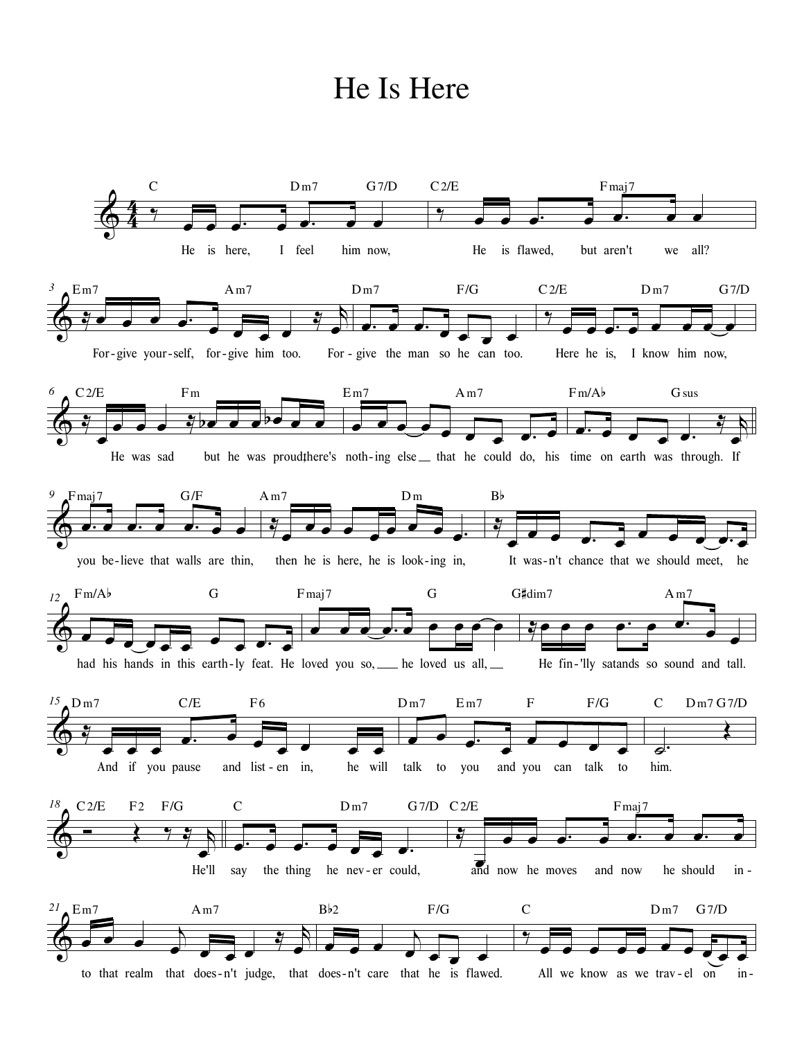# He Is Here

C Dm7 G7/D C2/E Fmaj7

He is here, I feel him now, He is flawed, but aren't we all?

Em7 Am7 Dm7 F/G C2/E Dm7 G7/D

For-give your-self, for-give him too. For-give the man so he can too. Here he is, I know him now,

C2/E Fm Em7 Am7 Fm/A♭ Gsus

He was sad but he was proud, there's noth-ing else that he could do, his time on earth was through. If

Fmaj7 G/F Am7 Dm B♭

you be-lieve that walls are thin, then he is here, he is look-ing in, It was-n't chance that we should meet, he

Fm/A♭ G Fmaj7 G G♯dim7 Am7

had his hands in this earth-ly feat. He loved you so, he loved us all, He fin-'lly satands so sound and tall.

Dm7 C/E F6 Dm7 Em7 F F/G C Dm7 G7/D

And if you pause and list-en in, he will talk to you and you can talk to him.

C2/E F2 F/G C Dm7 G7/D C2/E Fmaj7

He'll say the thing he nev-er could, and now he moves and now he should in-

Em7 Am7 B♭2 F/G C Dm7 G7/D

to that realm that does-n't judge, that does-n't care that he is flawed. All we know as we trav-el on in-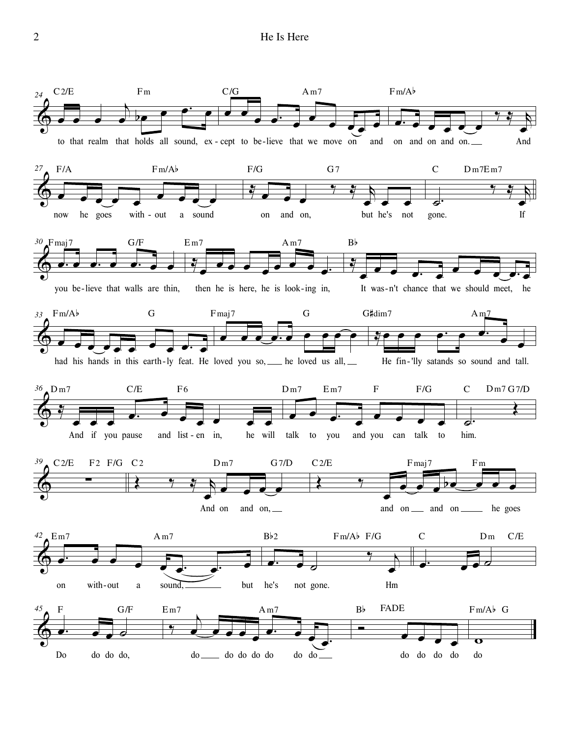to that realm that holds all sound, ex-cept to be-lieve that we move on and on and on and on. And

now he goes with-out a sound on and on, but he's not gone. If

you be-lieve that walls are thin, then he is here, he is look-ing in, It was-n't chance that we should meet, he

had his hands in this earth-ly feat. He loved you so, he loved us all, He fin-'lly satands so sound and tall.

And if you pause and list-en in, he will talk to you and you can talk to him.

And on and on, and on and on he goes

on with-out a sound, but he's not gone. Hm

Do do do do, do do do do do do do

FADE

do do do do do